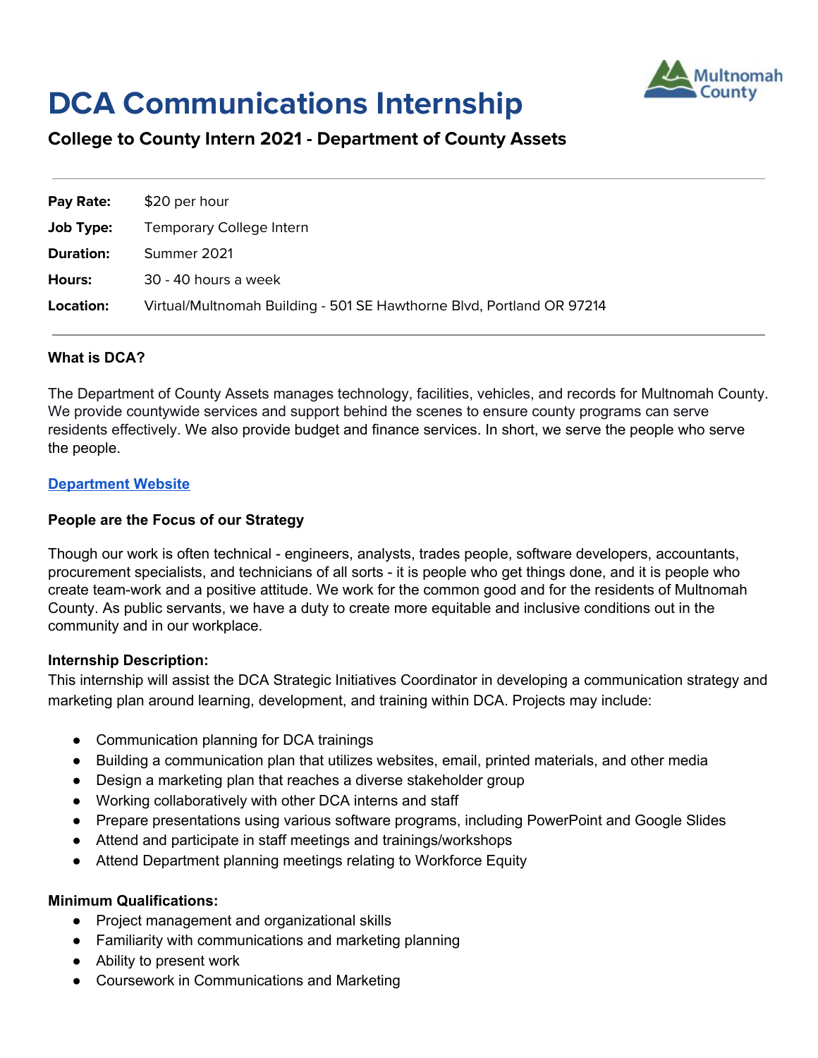# DCA Communications Internship

## College to County Intern 2021 - Department of County Assets

| | |
|---|---|
| **Pay Rate:** | $20 per hour |
| **Job Type:** | Temporary College Intern |
| **Duration:** | Summer 2021 |
| **Hours:** | 30 - 40 hours a week |
| **Location:** | Virtual/Multnomah Building - 501 SE Hawthorne Blvd, Portland OR 97214 |

**What is DCA?**

The Department of County Assets manages technology, facilities, vehicles, and records for Multnomah County. We provide countywide services and support behind the scenes to ensure county programs can serve residents effectively. We also provide budget and finance services. In short, we serve the people who serve the people.

**Department Website**

**People are the Focus of our Strategy**

Though our work is often technical - engineers, analysts, trades people, software developers, accountants, procurement specialists, and technicians of all sorts - it is people who get things done, and it is people who create team-work and a positive attitude. We work for the common good and for the residents of Multnomah County. As public servants, we have a duty to create more equitable and inclusive conditions out in the community and in our workplace.

**Internship Description:**

This internship will assist the DCA Strategic Initiatives Coordinator in developing a communication strategy and marketing plan around learning, development, and training within DCA. Projects may include:

- Communication planning for DCA trainings
- Building a communication plan that utilizes websites, email, printed materials, and other media
- Design a marketing plan that reaches a diverse stakeholder group
- Working collaboratively with other DCA interns and staff
- Prepare presentations using various software programs, including PowerPoint and Google Slides
- Attend and participate in staff meetings and trainings/workshops
- Attend Department planning meetings relating to Workforce Equity

**Minimum Qualifications:**

- Project management and organizational skills
- Familiarity with communications and marketing planning
- Ability to present work
- Coursework in Communications and Marketing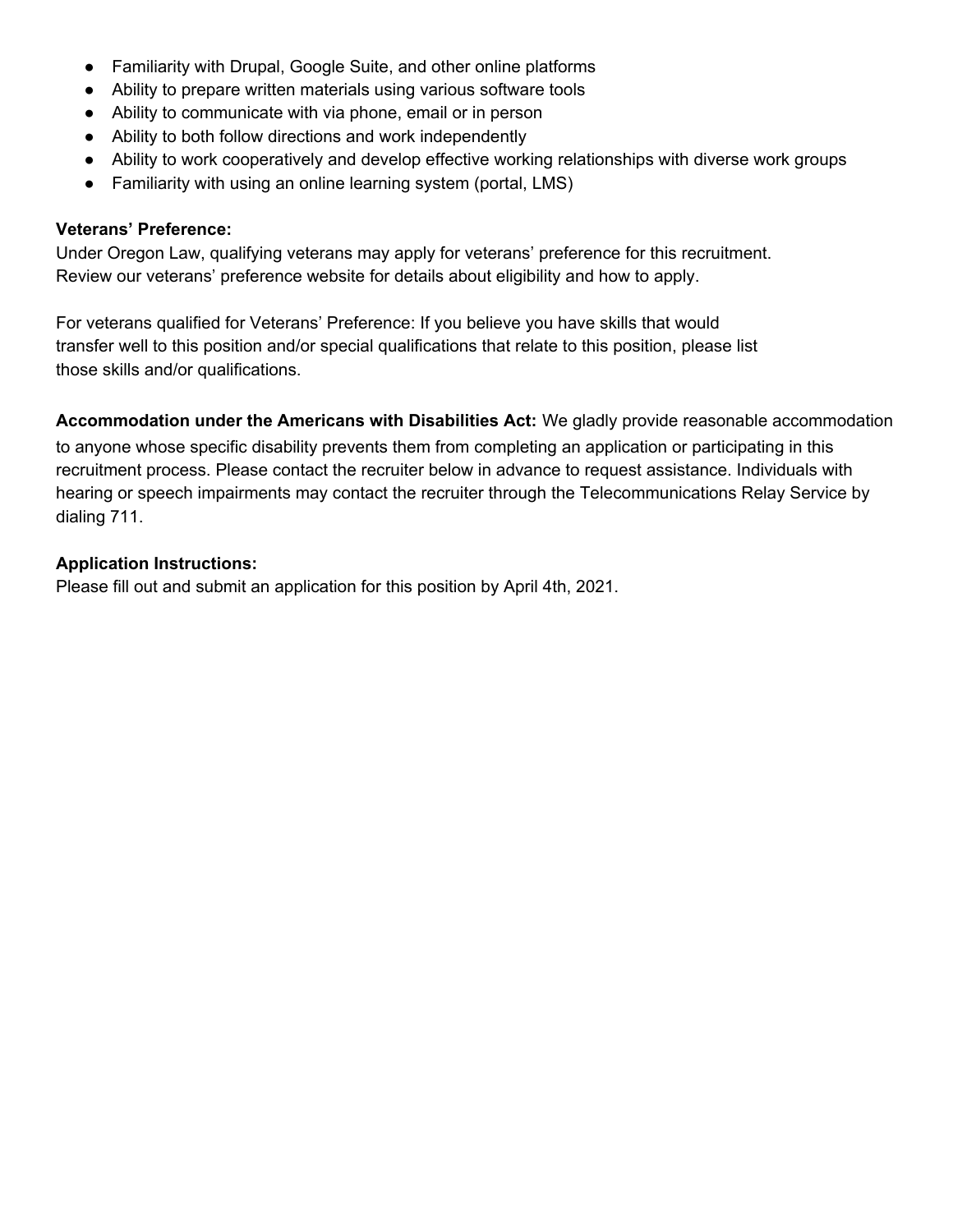- Familiarity with Drupal, Google Suite, and other online platforms
- Ability to prepare written materials using various software tools
- Ability to communicate with via phone, email or in person
- Ability to both follow directions and work independently
- Ability to work cooperatively and develop effective working relationships with diverse work groups
- Familiarity with using an online learning system (portal, LMS)

**Veterans' Preference:**
Under Oregon Law, qualifying veterans may apply for veterans' preference for this recruitment. Review our veterans' preference website for details about eligibility and how to apply.

For veterans qualified for Veterans' Preference: If you believe you have skills that would transfer well to this position and/or special qualifications that relate to this position, please list those skills and/or qualifications.

**Accommodation under the Americans with Disabilities Act:** We gladly provide reasonable accommodation to anyone whose specific disability prevents them from completing an application or participating in this recruitment process. Please contact the recruiter below in advance to request assistance. Individuals with hearing or speech impairments may contact the recruiter through the Telecommunications Relay Service by dialing 711.

**Application Instructions:**
Please fill out and submit an application for this position by April 4th, 2021.